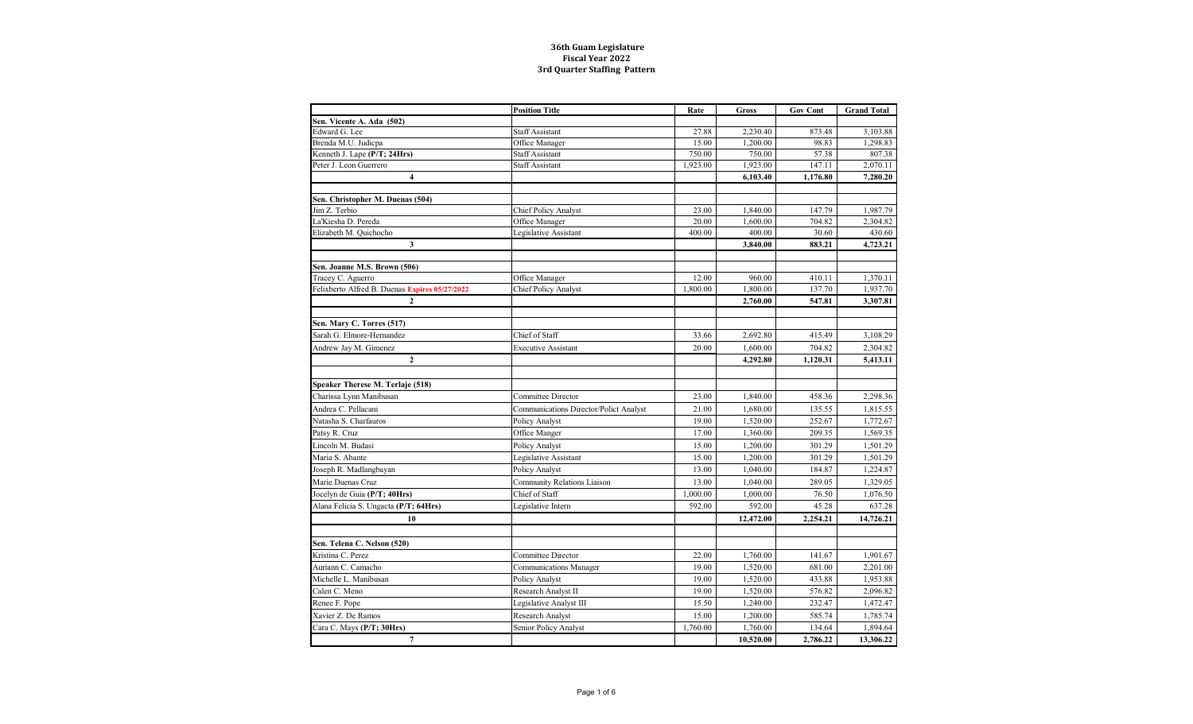# 36th Guam Legislature
## Fiscal Year 2022
## 3rd Quarter Staffing Pattern

| | Position Title | Rate | Gross | Gov Cont | Grand Total |
|---|---|---|---|---|---|
| **Sen. Vicente A. Ada (502)** | | | | | |
| Edward G. Lee | Staff Assistant | 27.88 | 2,230.40 | 873.48 | 3,103.88 |
| Brenda M.U. Judicpa | Office Manager | 15.00 | 1,200.00 | 98.83 | 1,298.83 |
| Kenneth J. Lape **(P/T; 24Hrs)** | Staff Assistant | 750.00 | 750.00 | 57.38 | 807.38 |
| Peter J. Leon Guerrero | Staff Assistant | 1,923.00 | 1,923.00 | 147.11 | 2,070.11 |
| **4** | | | **6,103.40** | **1,176.80** | **7,280.20** |
| | | | | | |
| **Sen. Christopher M. Duenas (504)** | | | | | |
| Jim Z. Terbio | Chief Policy Analyst | 23.00 | 1,840.00 | 147.79 | 1,987.79 |
| La'Kiesha D. Pereda | Office Manager | 20.00 | 1,600.00 | 704.82 | 2,304.82 |
| Elizabeth M. Quichocho | Legislative Assistant | 400.00 | 400.00 | 30.60 | 430.60 |
| **3** | | | **3,840.00** | **883.21** | **4,723.21** |
| | | | | | |
| **Sen. Joanne M.S. Brown (506)** | | | | | |
| Tracey C. Aguerro | Office Manager | 12.00 | 960.00 | 410.11 | 1,370.11 |
| Felixberto Alfred B. Duenas **Expires 05/27/2022** | Chief Policy Analyst | 1,800.00 | 1,800.00 | 137.70 | 1,937.70 |
| **2** | | | **2,760.00** | **547.81** | **3,307.81** |
| | | | | | |
| **Sen. Mary C. Torres (517)** | | | | | |
| Sarah G. Elmore-Hernandez | Chief of Staff | 33.66 | 2,692.80 | 415.49 | 3,108.29 |
| Andrew Jay M. Gimenez | Executive Assistant | 20.00 | 1,600.00 | 704.82 | 2,304.82 |
| **2** | | | **4,292.80** | **1,120.31** | **5,413.11** |
| | | | | | |
| **Speaker Therese M. Terlaje (518)** | | | | | |
| Charissa Lynn Manibusan | Committee Director | 23.00 | 1,840.00 | 458.36 | 2,298.36 |
| Andrea C. Pellacani | Communications Director/Polict Analyst | 21.00 | 1,680.00 | 135.55 | 1,815.55 |
| Natasha S. Charfauros | Policy Analyst | 19.00 | 1,520.00 | 252.67 | 1,772.67 |
| Patsy R. Cruz | Office Manger | 17.00 | 1,360.00 | 209.35 | 1,569.35 |
| Lincoln M. Budasi | Policy Analyst | 15.00 | 1,200.00 | 301.29 | 1,501.29 |
| Maria S. Abante | Legislative Assistant | 15.00 | 1,200.00 | 301.29 | 1,501.29 |
| Joseph R. Madlangbayan | Policy Analyst | 13.00 | 1,040.00 | 184.87 | 1,224.87 |
| Marie Duenas Cruz | Community Relations Liaison | 13.00 | 1,040.00 | 289.05 | 1,329.05 |
| Jocelyn de Guia **(P/T; 40Hrs)** | Chief of Staff | 1,000.00 | 1,000.00 | 76.50 | 1,076.50 |
| Alana Felicia S. Ungacta **(P/T; 64Hrs)** | Legislative Intern | 592.00 | 592.00 | 45.28 | 637.28 |
| **10** | | | **12,472.00** | **2,254.21** | **14,726.21** |
| | | | | | |
| **Sen. Telena C. Nelson (520)** | | | | | |
| Kristina C. Perez | Committee Director | 22.00 | 1,760.00 | 141.67 | 1,901.67 |
| Auriann C. Camacho | Communications Manager | 19.00 | 1,520.00 | 681.00 | 2,201.00 |
| Michelle L. Manibusan | Policy Analyst | 19.00 | 1,520.00 | 433.88 | 1,953.88 |
| Calen C. Meno | Research Analyst II | 19.00 | 1,520.00 | 576.82 | 2,096.82 |
| Renee F. Pope | Legislative Analyst III | 15.50 | 1,240.00 | 232.47 | 1,472.47 |
| Xavier Z. De Ramos | Research Analyst | 15.00 | 1,200.00 | 585.74 | 1,785.74 |
| Cara C. Mays **(P/T; 30Hrs)** | Senior Policy Analyst | 1,760.00 | 1,760.00 | 134.64 | 1,894.64 |
| **7** | | | **10,520.00** | **2,786.22** | **13,306.22** |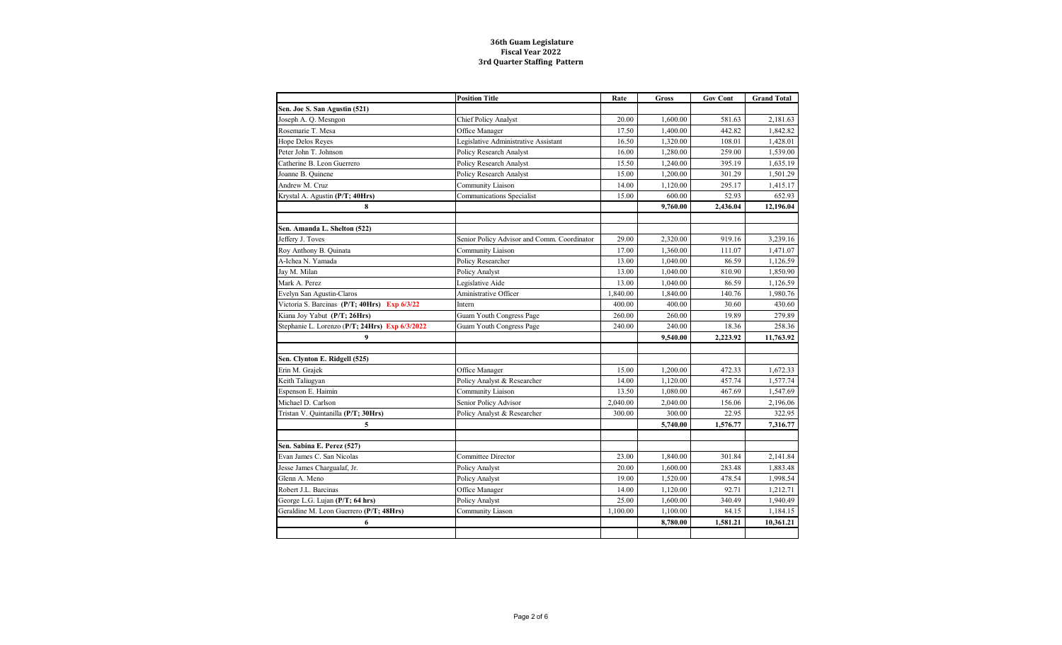# 36th Guam Legislature
## Fiscal Year 2022
## 3rd Quarter Staffing Pattern

| | Position Title | Rate | Gross | Gov Cont | Grand Total |
|---|---|---|---|---|---|
| **Sen. Joe S. San Agustin (521)** | | | | | |
| Joseph A. Q. Mesngon | Chief Policy Analyst | 20.00 | 1,600.00 | 581.63 | 2,181.63 |
| Rosemarie T. Mesa | Office Manager | 17.50 | 1,400.00 | 442.82 | 1,842.82 |
| Hope Delos Reyes | Legislative Administrative Assistant | 16.50 | 1,320.00 | 108.01 | 1,428.01 |
| Peter John T. Johnson | Policy Research Analyst | 16.00 | 1,280.00 | 259.00 | 1,539.00 |
| Catherine B. Leon Guerrero | Policy Research Analyst | 15.50 | 1,240.00 | 395.19 | 1,635.19 |
| Joanne B. Quinene | Policy Research Analyst | 15.00 | 1,200.00 | 301.29 | 1,501.29 |
| Andrew M. Cruz | Community Liaison | 14.00 | 1,120.00 | 295.17 | 1,415.17 |
| Krystal A. Agustin **(P/T; 40Hrs)** | Communications Specialist | 15.00 | 600.00 | 52.93 | 652.93 |
| **8** | | | **9,760.00** | **2,436.04** | **12,196.04** |
| | | | | | |
| **Sen. Amanda L. Shelton (522)** | | | | | |
| Jeffery J. Toves | Senior Policy Advisor and Comm. Coordinator | 29.00 | 2,320.00 | 919.16 | 3,239.16 |
| Roy Anthony B. Quinata | Community Liaison | 17.00 | 1,360.00 | 111.07 | 1,471.07 |
| A-Ichea N. Yamada | Policy Researcher | 13.00 | 1,040.00 | 86.59 | 1,126.59 |
| Jay M. Milan | Policy Analyst | 13.00 | 1,040.00 | 810.90 | 1,850.90 |
| Mark A. Perez | Legislative Aide | 13.00 | 1,040.00 | 86.59 | 1,126.59 |
| Evelyn San Agustin-Claros | Aministrative Officer | 1,840.00 | 1,840.00 | 140.76 | 1,980.76 |
| Victoria S. Barcinas **(P/T; 40Hrs) Exp 6/3/22** | Intern | 400.00 | 400.00 | 30.60 | 430.60 |
| Kiana Joy Yabut **(P/T; 26Hrs)** | Guam Youth Congress Page | 260.00 | 260.00 | 19.89 | 279.89 |
| Stephanie L. Lorenzo **(P/T; 24Hrs) Exp 6/3/2022** | Guam Youth Congress Page | 240.00 | 240.00 | 18.36 | 258.36 |
| **9** | | | **9,540.00** | **2,223.92** | **11,763.92** |
| | | | | | |
| **Sen. Clynton E. Ridgell (525)** | | | | | |
| Erin M. Grajek | Office Manager | 15.00 | 1,200.00 | 472.33 | 1,672.33 |
| Keith Taliugyan | Policy Analyst & Researcher | 14.00 | 1,120.00 | 457.74 | 1,577.74 |
| Espenson E. Haimin | Community Liaison | 13.50 | 1,080.00 | 467.69 | 1,547.69 |
| Michael D. Carlson | Senior Policy Advisor | 2,040.00 | 2,040.00 | 156.06 | 2,196.06 |
| Tristan V. Quintanilla **(P/T; 30Hrs)** | Policy Analyst & Researcher | 300.00 | 300.00 | 22.95 | 322.95 |
| **5** | | | **5,740.00** | **1,576.77** | **7,316.77** |
| | | | | | |
| **Sen. Sabina E. Perez (527)** | | | | | |
| Evan James C. San Nicolas | Committee Director | 23.00 | 1,840.00 | 301.84 | 2,141.84 |
| Jesse James Chargualaf, Jr. | Policy Analyst | 20.00 | 1,600.00 | 283.48 | 1,883.48 |
| Glenn A. Meno | Policy Analyst | 19.00 | 1,520.00 | 478.54 | 1,998.54 |
| Robert J.L. Barcinas | Office Manager | 14.00 | 1,120.00 | 92.71 | 1,212.71 |
| George L.G. Lujan **(P/T; 64 hrs)** | Policy Analyst | 25.00 | 1,600.00 | 340.49 | 1,940.49 |
| Geraldine M. Leon Guerrero **(P/T; 48Hrs)** | Community Liason | 1,100.00 | 1,100.00 | 84.15 | 1,184.15 |
| **6** | | | **8,780.00** | **1,581.21** | **10,361.21** |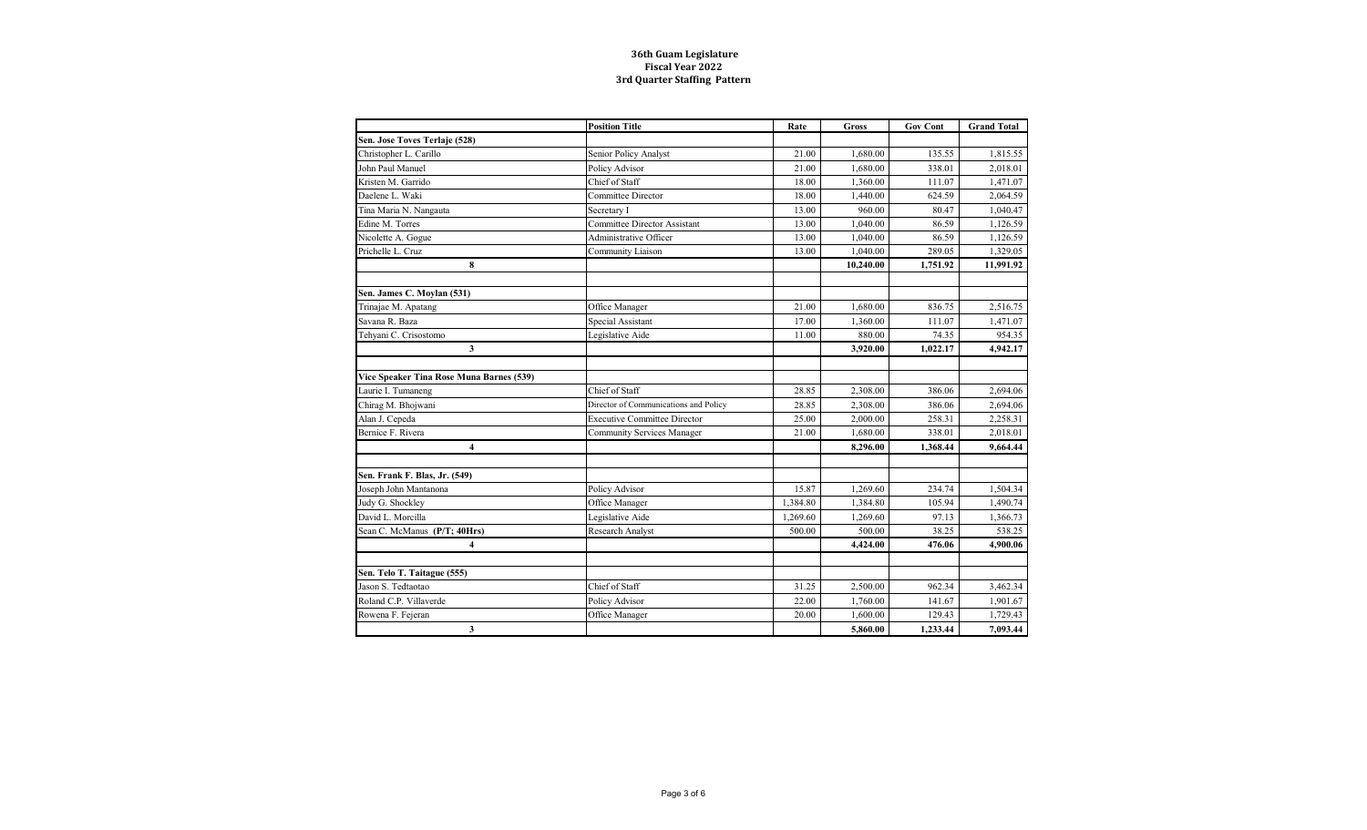# 36th Guam Legislature
## Fiscal Year 2022
## 3rd Quarter Staffing Pattern

| | Position Title | Rate | Gross | Gov Cont | Grand Total |
|---|---|---|---|---|---|
| **Sen. Jose Toves Terlaje (528)** | | | | | |
| Christopher L. Carillo | Senior Policy Analyst | 21.00 | 1,680.00 | 135.55 | 1,815.55 |
| John Paul Manuel | Policy Advisor | 21.00 | 1,680.00 | 338.01 | 2,018.01 |
| Kristen M. Garrido | Chief of Staff | 18.00 | 1,360.00 | 111.07 | 1,471.07 |
| Daelene L. Waki | Committee Director | 18.00 | 1,440.00 | 624.59 | 2,064.59 |
| Tina Maria N. Nangauta | Secretary I | 13.00 | 960.00 | 80.47 | 1,040.47 |
| Edine M. Torres | Committee Director Assistant | 13.00 | 1,040.00 | 86.59 | 1,126.59 |
| Nicolette A. Gogue | Administrative Officer | 13.00 | 1,040.00 | 86.59 | 1,126.59 |
| Prichelle L. Cruz | Community Liaison | 13.00 | 1,040.00 | 289.05 | 1,329.05 |
| **8** | | | **10,240.00** | **1,751.92** | **11,991.92** |
| | | | | | |
| **Sen. James C. Moylan (531)** | | | | | |
| Trinajae M. Apatang | Office Manager | 21.00 | 1,680.00 | 836.75 | 2,516.75 |
| Savana R. Baza | Special Assistant | 17.00 | 1,360.00 | 111.07 | 1,471.07 |
| Tehyani C. Crisostomo | Legislative Aide | 11.00 | 880.00 | 74.35 | 954.35 |
| **3** | | | **3,920.00** | **1,022.17** | **4,942.17** |
| | | | | | |
| **Vice Speaker Tina Rose Muna Barnes (539)** | | | | | |
| Laurie I. Tumaneng | Chief of Staff | 28.85 | 2,308.00 | 386.06 | 2,694.06 |
| Chirag M. Bhojwani | Director of Communications and Policy | 28.85 | 2,308.00 | 386.06 | 2,694.06 |
| Alan J. Cepeda | Executive Committee Director | 25.00 | 2,000.00 | 258.31 | 2,258.31 |
| Bernice F. Rivera | Community Services Manager | 21.00 | 1,680.00 | 338.01 | 2,018.01 |
| **4** | | | **8,296.00** | **1,368.44** | **9,664.44** |
| | | | | | |
| **Sen. Frank F. Blas, Jr. (549)** | | | | | |
| Joseph John Mantanona | Policy Advisor | 15.87 | 1,269.60 | 234.74 | 1,504.34 |
| Judy G. Shockley | Office Manager | 1,384.80 | 1,384.80 | 105.94 | 1,490.74 |
| David L. Morcilla | Legislative Aide | 1,269.60 | 1,269.60 | 97.13 | 1,366.73 |
| Sean C. McManus **(P/T; 40Hrs)** | Research Analyst | 500.00 | 500.00 | 38.25 | 538.25 |
| **4** | | | **4,424.00** | **476.06** | **4,900.06** |
| | | | | | |
| **Sen. Telo T. Taitague (555)** | | | | | |
| Jason S. Tedtaotao | Chief of Staff | 31.25 | 2,500.00 | 962.34 | 3,462.34 |
| Roland C.P. Villaverde | Policy Advisor | 22.00 | 1,760.00 | 141.67 | 1,901.67 |
| Rowena F. Fejeran | Office Manager | 20.00 | 1,600.00 | 129.43 | 1,729.43 |
| **3** | | | **5,860.00** | **1,233.44** | **7,093.44** |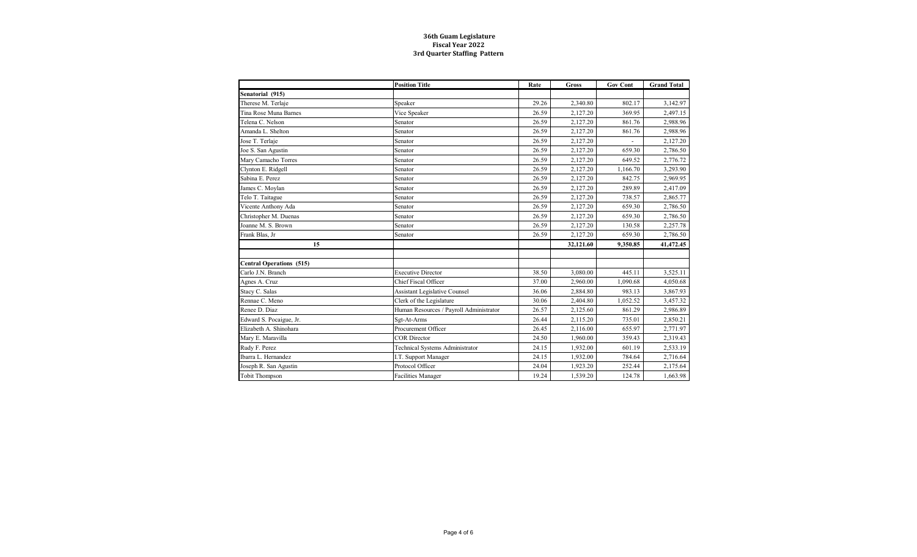# 36th Guam Legislature
## Fiscal Year 2022
## 3rd Quarter Staffing Pattern

| | Position Title | Rate | Gross | Gov Cont | Grand Total |
|---|---|---|---|---|---|
| **Senatorial (915)** | | | | | |
| Therese M. Terlaje | Speaker | 29.26 | 2,340.80 | 802.17 | 3,142.97 |
| Tina Rose Muna Barnes | Vice Speaker | 26.59 | 2,127.20 | 369.95 | 2,497.15 |
| Telena C. Nelson | Senator | 26.59 | 2,127.20 | 861.76 | 2,988.96 |
| Amanda L. Shelton | Senator | 26.59 | 2,127.20 | 861.76 | 2,988.96 |
| Jose T. Terlaje | Senator | 26.59 | 2,127.20 | - | 2,127.20 |
| Joe S. San Agustin | Senator | 26.59 | 2,127.20 | 659.30 | 2,786.50 |
| Mary Camacho Torres | Senator | 26.59 | 2,127.20 | 649.52 | 2,776.72 |
| Clynton E. Ridgell | Senator | 26.59 | 2,127.20 | 1,166.70 | 3,293.90 |
| Sabina E. Perez | Senator | 26.59 | 2,127.20 | 842.75 | 2,969.95 |
| James C. Moylan | Senator | 26.59 | 2,127.20 | 289.89 | 2,417.09 |
| Telo T. Taitague | Senator | 26.59 | 2,127.20 | 738.57 | 2,865.77 |
| Vicente Anthony Ada | Senator | 26.59 | 2,127.20 | 659.30 | 2,786.50 |
| Christopher M. Duenas | Senator | 26.59 | 2,127.20 | 659.30 | 2,786.50 |
| Joanne M. S. Brown | Senator | 26.59 | 2,127.20 | 130.58 | 2,257.78 |
| Frank Blas, Jr | Senator | 26.59 | 2,127.20 | 659.30 | 2,786.50 |
| **15** | | | **32,121.60** | **9,350.85** | **41,472.45** |
| | | | | | |
| **Central Operations (515)** | | | | | |
| Carlo J.N. Branch | Executive Director | 38.50 | 3,080.00 | 445.11 | 3,525.11 |
| Agnes A. Cruz | Chief Fiscal Officer | 37.00 | 2,960.00 | 1,090.68 | 4,050.68 |
| Stacy C. Salas | Assistant Legislative Counsel | 36.06 | 2,884.80 | 983.13 | 3,867.93 |
| Rennae C. Meno | Clerk of the Legislature | 30.06 | 2,404.80 | 1,052.52 | 3,457.32 |
| Renee D. Diaz | Human Resources / Payroll Administrator | 26.57 | 2,125.60 | 861.29 | 2,986.89 |
| Edward S. Pocaigue, Jr. | Sgt-At-Arms | 26.44 | 2,115.20 | 735.01 | 2,850.21 |
| Elizabeth A. Shinohara | Procurement Officer | 26.45 | 2,116.00 | 655.97 | 2,771.97 |
| Mary E. Maravilla | COR Director | 24.50 | 1,960.00 | 359.43 | 2,319.43 |
| Rudy F. Perez | Technical Systems Administrator | 24.15 | 1,932.00 | 601.19 | 2,533.19 |
| Ibarra L. Hernandez | I.T. Support Manager | 24.15 | 1,932.00 | 784.64 | 2,716.64 |
| Joseph R. San Agustin | Protocol Officer | 24.04 | 1,923.20 | 252.44 | 2,175.64 |
| Tobit Thompson | Facilities Manager | 19.24 | 1,539.20 | 124.78 | 1,663.98 |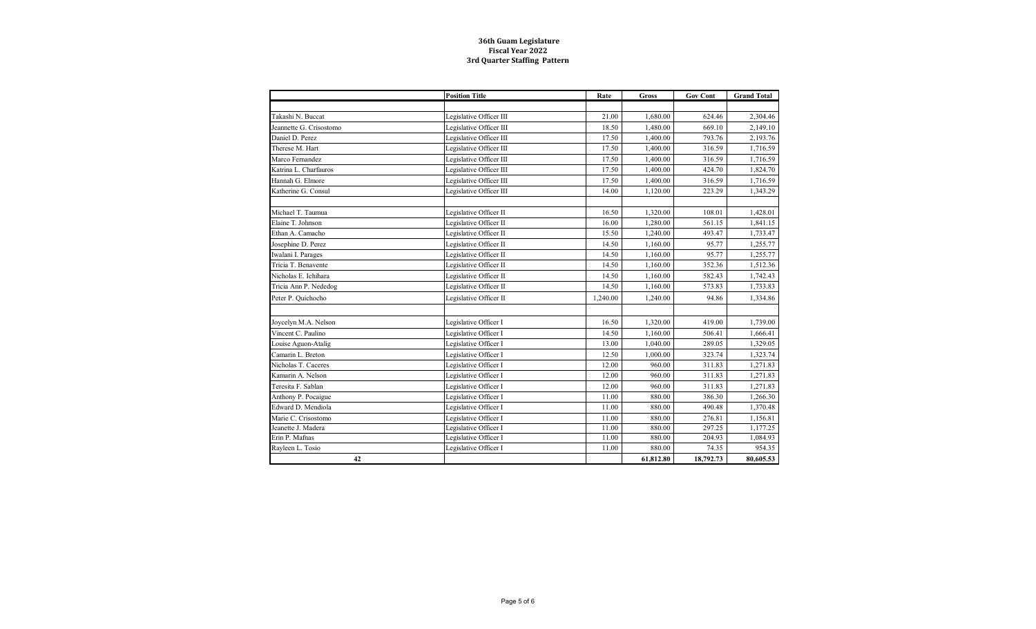# 36th Guam Legislature
## Fiscal Year 2022
### 3rd Quarter Staffing Pattern

| | Position Title | Rate | Gross | Gov Cont | Grand Total |
|---|---|---|---|---|---|
| | | | | | |
| Takashi N. Buccat | Legislative Officer III | 21.00 | 1,680.00 | 624.46 | 2,304.46 |
| Jeannette G. Crisostomo | Legislative Officer III | 18.50 | 1,480.00 | 669.10 | 2,149.10 |
| Daniel D. Perez | Legislative Officer III | 17.50 | 1,400.00 | 793.76 | 2,193.76 |
| Therese M. Hart | Legislative Officer III | 17.50 | 1,400.00 | 316.59 | 1,716.59 |
| Marco Fernandez | Legislative Officer III | 17.50 | 1,400.00 | 316.59 | 1,716.59 |
| Katrina L. Charfauros | Legislative Officer III | 17.50 | 1,400.00 | 424.70 | 1,824.70 |
| Hannah G. Elmore | Legislative Officer III | 17.50 | 1,400.00 | 316.59 | 1,716.59 |
| Katherine G. Consul | Legislative Officer III | 14.00 | 1,120.00 | 223.29 | 1,343.29 |
| | | | | | |
| Michael T. Taumua | Legislative Officer II | 16.50 | 1,320.00 | 108.01 | 1,428.01 |
| Elaine T. Johnson | Legislative Officer II | 16.00 | 1,280.00 | 561.15 | 1,841.15 |
| Ethan A. Camacho | Legislative Officer II | 15.50 | 1,240.00 | 493.47 | 1,733.47 |
| Josephine D. Perez | Legislative Officer II | 14.50 | 1,160.00 | 95.77 | 1,255.77 |
| Iwalani I. Parages | Legislative Officer II | 14.50 | 1,160.00 | 95.77 | 1,255.77 |
| Tricia T. Benavente | Legislative Officer II | 14.50 | 1,160.00 | 352.36 | 1,512.36 |
| Nicholas E. Ichihara | Legislative Officer II | 14.50 | 1,160.00 | 582.43 | 1,742.43 |
| Tricia Ann P. Nededog | Legislative Officer II | 14.50 | 1,160.00 | 573.83 | 1,733.83 |
| Peter P. Quichocho | Legislative Officer II | 1,240.00 | 1,240.00 | 94.86 | 1,334.86 |
| | | | | | |
| Joycelyn M.A. Nelson | Legislative Officer I | 16.50 | 1,320.00 | 419.00 | 1,739.00 |
| Vincent C. Paulino | Legislative Officer I | 14.50 | 1,160.00 | 506.41 | 1,666.41 |
| Louise Aguon-Atalig | Legislative Officer I | 13.00 | 1,040.00 | 289.05 | 1,329.05 |
| Camarin L. Breton | Legislative Officer I | 12.50 | 1,000.00 | 323.74 | 1,323.74 |
| Nicholas T. Caceres | Legislative Officer I | 12.00 | 960.00 | 311.83 | 1,271.83 |
| Kamarin A. Nelson | Legislative Officer I | 12.00 | 960.00 | 311.83 | 1,271.83 |
| Teresita F. Sablan | Legislative Officer I | 12.00 | 960.00 | 311.83 | 1,271.83 |
| Anthony P. Pocaigue | Legislative Officer I | 11.00 | 880.00 | 386.30 | 1,266.30 |
| Edward D. Mendiola | Legislative Officer I | 11.00 | 880.00 | 490.48 | 1,370.48 |
| Marie C. Crisostomo | Legislative Officer I | 11.00 | 880.00 | 276.81 | 1,156.81 |
| Jeanette J. Madera | Legislative Officer I | 11.00 | 880.00 | 297.25 | 1,177.25 |
| Erin P. Mafnas | Legislative Officer I | 11.00 | 880.00 | 204.93 | 1,084.93 |
| Rayleen L. Tosio | Legislative Officer I | 11.00 | 880.00 | 74.35 | 954.35 |
| **42** | | | **61,812.80** | **18,792.73** | **80,605.53** |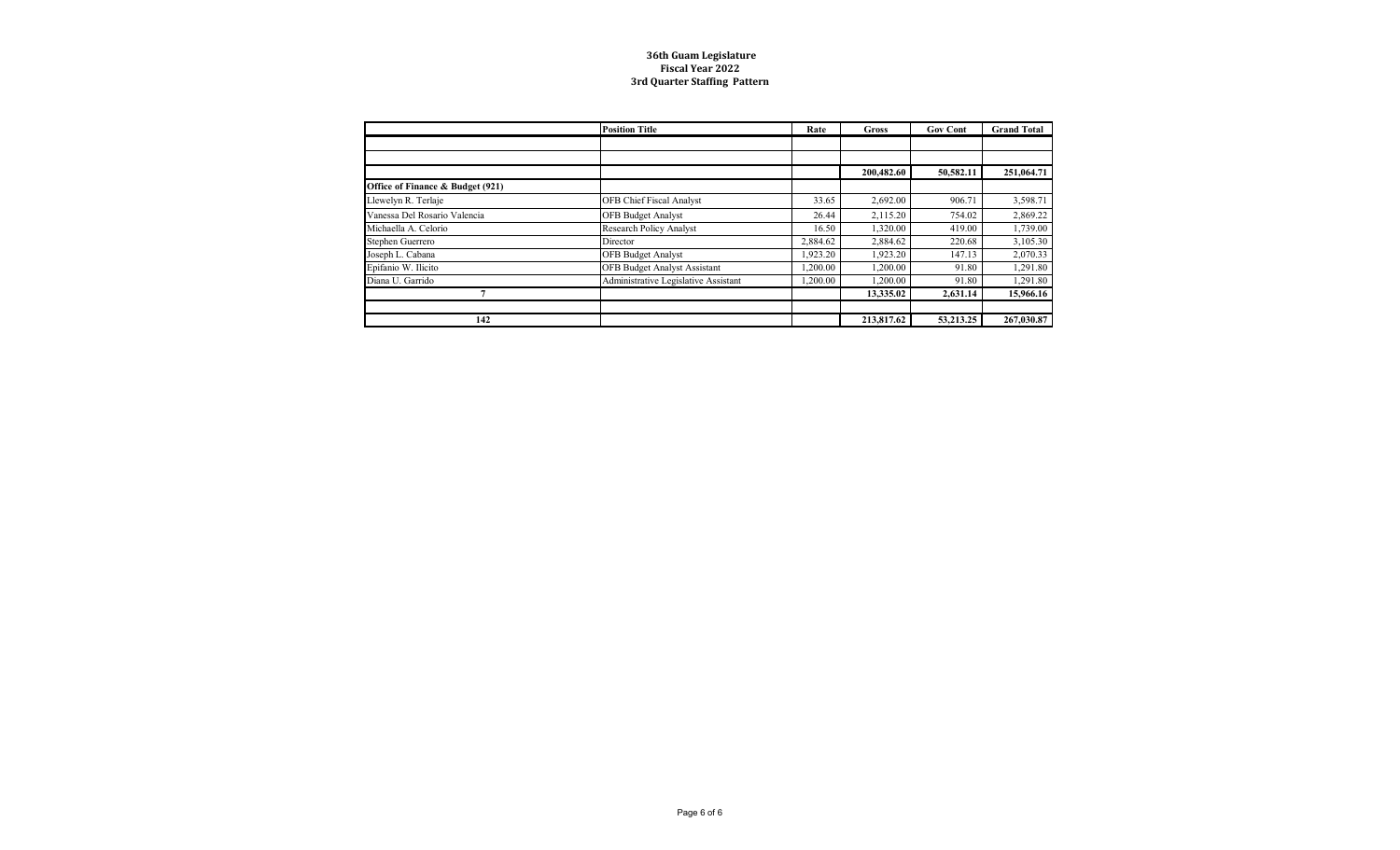**36th Guam Legislature**
**Fiscal Year 2022**
**3rd Quarter Staffing Pattern**

| | Position Title | Rate | Gross | Gov Cont | Grand Total |
|---|---|---|---|---|---|
| | | | | | |
| | | | | | |
| | | | **200,482.60** | **50,582.11** | **251,064.71** |
| **Office of Finance & Budget (921)** | | | | | |
| Llewelyn R. Terlaje | OFB Chief Fiscal Analyst | 33.65 | 2,692.00 | 906.71 | 3,598.71 |
| Vanessa Del Rosario Valencia | OFB Budget Analyst | 26.44 | 2,115.20 | 754.02 | 2,869.22 |
| Michaella A. Celorio | Research Policy Analyst | 16.50 | 1,320.00 | 419.00 | 1,739.00 |
| Stephen Guerrero | Director | 2,884.62 | 2,884.62 | 220.68 | 3,105.30 |
| Joseph L. Cabana | OFB Budget Analyst | 1,923.20 | 1,923.20 | 147.13 | 2,070.33 |
| Epifanio W. Ilicito | OFB Budget Analyst Assistant | 1,200.00 | 1,200.00 | 91.80 | 1,291.80 |
| Diana U. Garrido | Administrative Legislative Assistant | 1,200.00 | 1,200.00 | 91.80 | 1,291.80 |
| **7** | | | **13,335.02** | **2,631.14** | **15,966.16** |
| | | | | | |
| **142** | | | **213,817.62** | **53,213.25** | **267,030.87** |